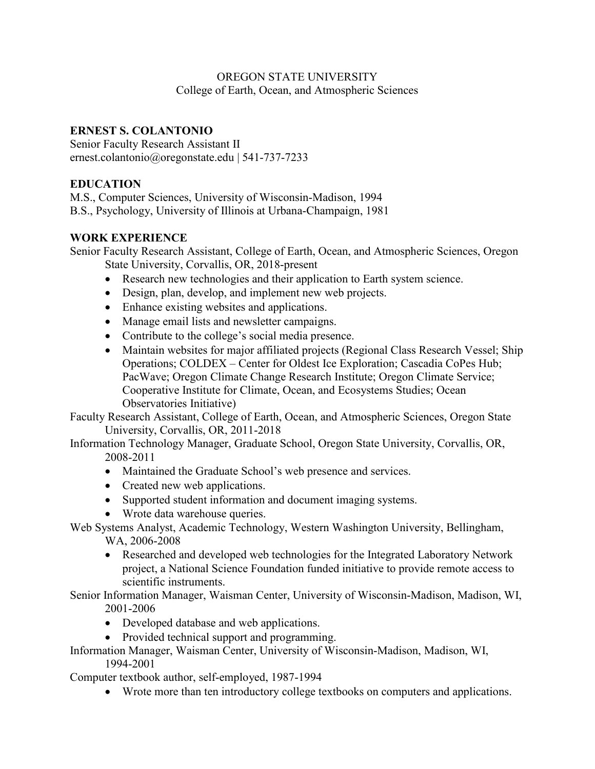OREGON STATE UNIVERSITY
College of Earth, Ocean, and Atmospheric Sciences

## ERNEST S. COLANTONIO

Senior Faculty Research Assistant II
ernest.colantonio@oregonstate.edu | 541-737-7233

### EDUCATION

M.S., Computer Sciences, University of Wisconsin-Madison, 1994
B.S., Psychology, University of Illinois at Urbana-Champaign, 1981

### WORK EXPERIENCE

Senior Faculty Research Assistant, College of Earth, Ocean, and Atmospheric Sciences, Oregon State University, Corvallis, OR, 2018-present

- Research new technologies and their application to Earth system science.
- Design, plan, develop, and implement new web projects.
- Enhance existing websites and applications.
- Manage email lists and newsletter campaigns.
- Contribute to the college's social media presence.
- Maintain websites for major affiliated projects (Regional Class Research Vessel; Ship Operations; COLDEX – Center for Oldest Ice Exploration; Cascadia CoPes Hub; PacWave; Oregon Climate Change Research Institute; Oregon Climate Service; Cooperative Institute for Climate, Ocean, and Ecosystems Studies; Ocean Observatories Initiative)

Faculty Research Assistant, College of Earth, Ocean, and Atmospheric Sciences, Oregon State University, Corvallis, OR, 2011-2018

Information Technology Manager, Graduate School, Oregon State University, Corvallis, OR, 2008-2011

- Maintained the Graduate School's web presence and services.
- Created new web applications.
- Supported student information and document imaging systems.
- Wrote data warehouse queries.

Web Systems Analyst, Academic Technology, Western Washington University, Bellingham, WA, 2006-2008

- Researched and developed web technologies for the Integrated Laboratory Network project, a National Science Foundation funded initiative to provide remote access to scientific instruments.

Senior Information Manager, Waisman Center, University of Wisconsin-Madison, Madison, WI, 2001-2006

- Developed database and web applications.
- Provided technical support and programming.

Information Manager, Waisman Center, University of Wisconsin-Madison, Madison, WI, 1994-2001

Computer textbook author, self-employed, 1987-1994

- Wrote more than ten introductory college textbooks on computers and applications.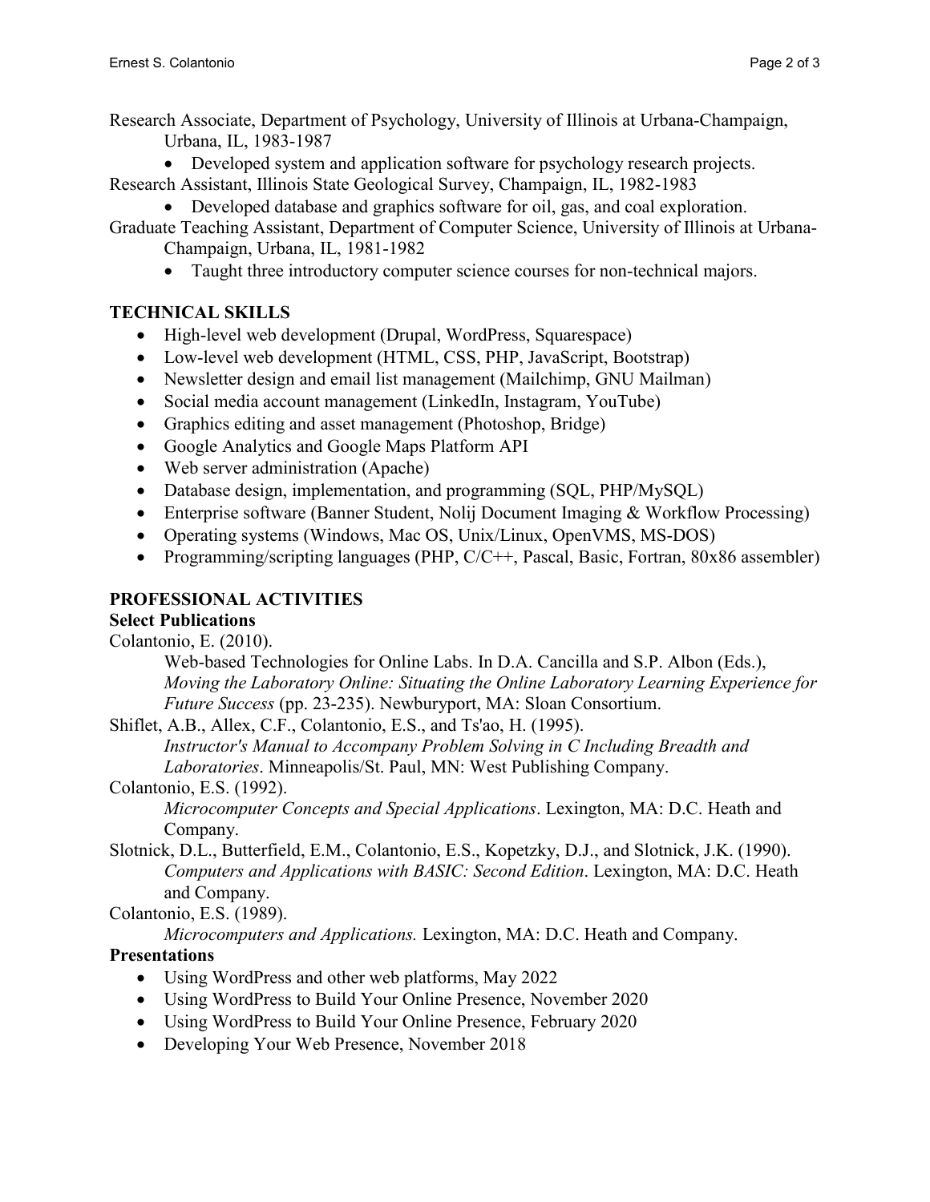Research Associate, Department of Psychology, University of Illinois at Urbana-Champaign, Urbana, IL, 1983-1987

- Developed system and application software for psychology research projects.

Research Assistant, Illinois State Geological Survey, Champaign, IL, 1982-1983

- Developed database and graphics software for oil, gas, and coal exploration.

Graduate Teaching Assistant, Department of Computer Science, University of Illinois at Urbana-Champaign, Urbana, IL, 1981-1982

- Taught three introductory computer science courses for non-technical majors.

## TECHNICAL SKILLS

- High-level web development (Drupal, WordPress, Squarespace)
- Low-level web development (HTML, CSS, PHP, JavaScript, Bootstrap)
- Newsletter design and email list management (Mailchimp, GNU Mailman)
- Social media account management (LinkedIn, Instagram, YouTube)
- Graphics editing and asset management (Photoshop, Bridge)
- Google Analytics and Google Maps Platform API
- Web server administration (Apache)
- Database design, implementation, and programming (SQL, PHP/MySQL)
- Enterprise software (Banner Student, Nolij Document Imaging & Workflow Processing)
- Operating systems (Windows, Mac OS, Unix/Linux, OpenVMS, MS-DOS)
- Programming/scripting languages (PHP, C/C++, Pascal, Basic, Fortran, 80x86 assembler)

## PROFESSIONAL ACTIVITIES

### Select Publications

Colantonio, E. (2010).
Web-based Technologies for Online Labs. In D.A. Cancilla and S.P. Albon (Eds.), *Moving the Laboratory Online: Situating the Online Laboratory Learning Experience for Future Success* (pp. 23-235). Newburyport, MA: Sloan Consortium.

Shiflet, A.B., Allex, C.F., Colantonio, E.S., and Ts'ao, H. (1995).
*Instructor's Manual to Accompany Problem Solving in C Including Breadth and Laboratories*. Minneapolis/St. Paul, MN: West Publishing Company.

Colantonio, E.S. (1992).
*Microcomputer Concepts and Special Applications*. Lexington, MA: D.C. Heath and Company.

Slotnick, D.L., Butterfield, E.M., Colantonio, E.S., Kopetzky, D.J., and Slotnick, J.K. (1990).
*Computers and Applications with BASIC: Second Edition*. Lexington, MA: D.C. Heath and Company.

Colantonio, E.S. (1989).
*Microcomputers and Applications.* Lexington, MA: D.C. Heath and Company.

### Presentations

- Using WordPress and other web platforms, May 2022
- Using WordPress to Build Your Online Presence, November 2020
- Using WordPress to Build Your Online Presence, February 2020
- Developing Your Web Presence, November 2018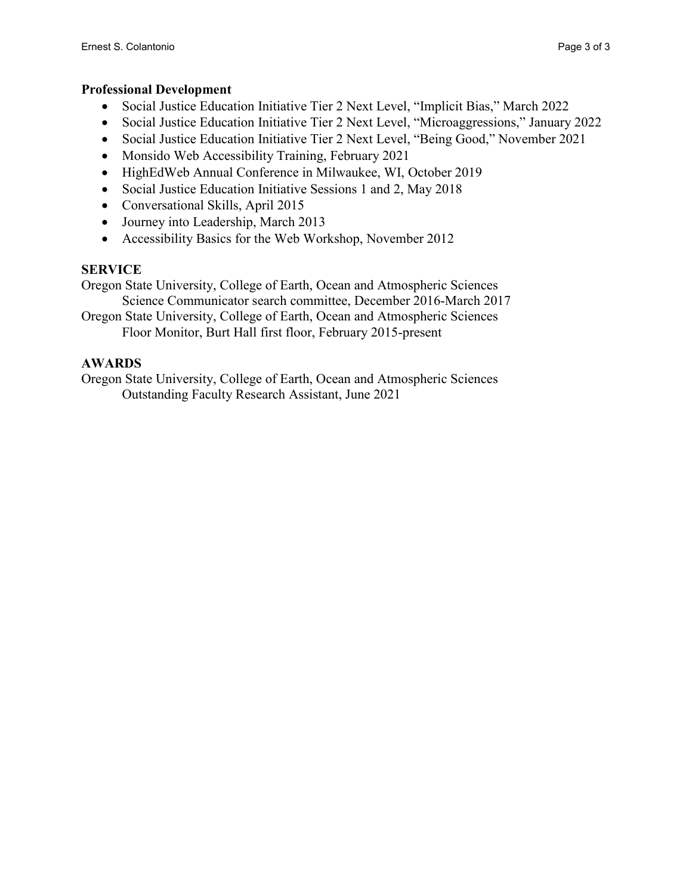**Professional Development**

- Social Justice Education Initiative Tier 2 Next Level, "Implicit Bias," March 2022
- Social Justice Education Initiative Tier 2 Next Level, "Microaggressions," January 2022
- Social Justice Education Initiative Tier 2 Next Level, "Being Good," November 2021
- Monsido Web Accessibility Training, February 2021
- HighEdWeb Annual Conference in Milwaukee, WI, October 2019
- Social Justice Education Initiative Sessions 1 and 2, May 2018
- Conversational Skills, April 2015
- Journey into Leadership, March 2013
- Accessibility Basics for the Web Workshop, November 2012

## SERVICE

Oregon State University, College of Earth, Ocean and Atmospheric Sciences
Science Communicator search committee, December 2016-March 2017

Oregon State University, College of Earth, Ocean and Atmospheric Sciences
Floor Monitor, Burt Hall first floor, February 2015-present

## AWARDS

Oregon State University, College of Earth, Ocean and Atmospheric Sciences
Outstanding Faculty Research Assistant, June 2021